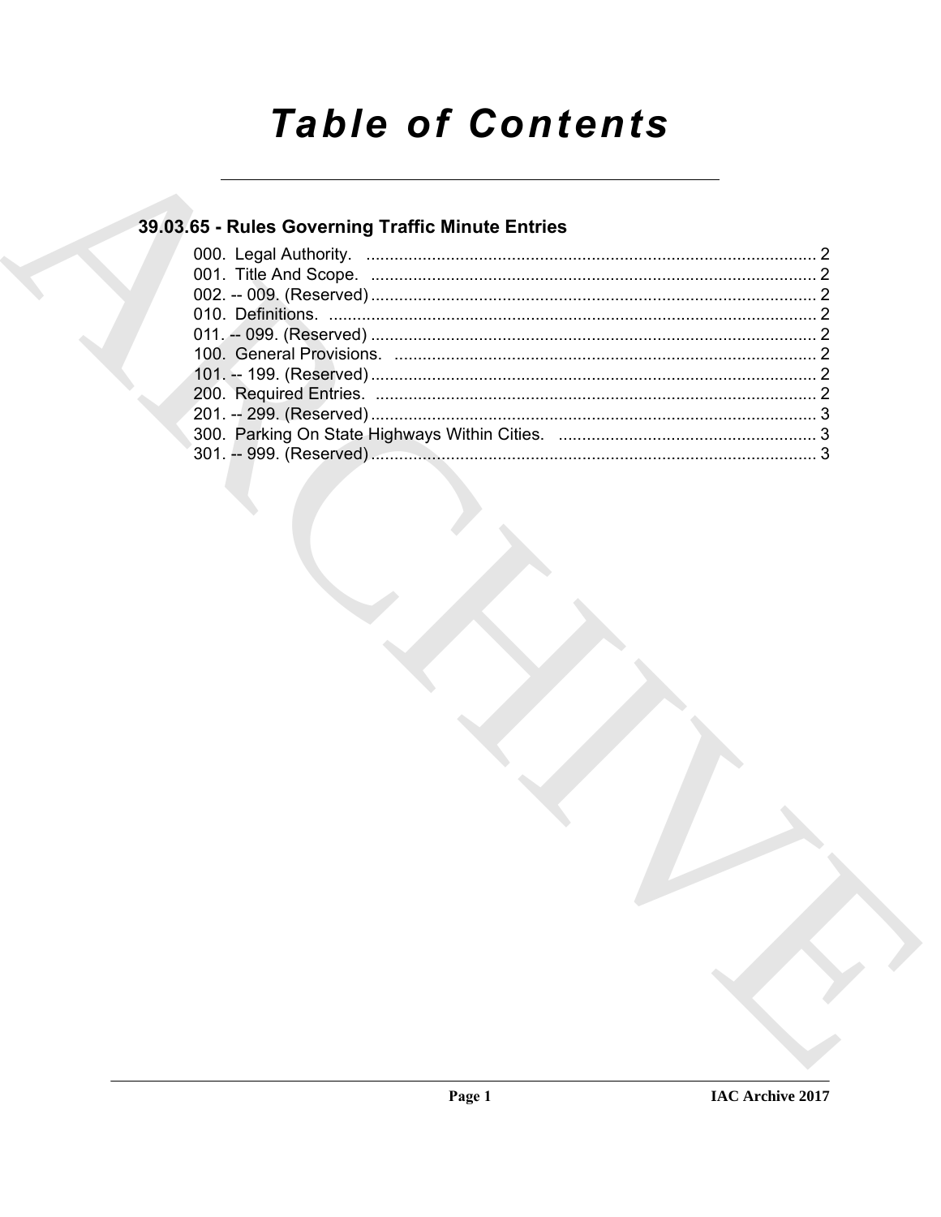# Table of Contents

## 39.03.65 - Rules Governing Traffic Minute Entries

000. Legal Authority. ........................................................................................ 2
001. Title And Scope. ........................................................................................ 2
002. -- 009. (Reserved) ........................................................................................ 2
010. Definitions. ........................................................................................ 2
011. -- 099. (Reserved) ........................................................................................ 2
100. General Provisions. ........................................................................................ 2
101. -- 199. (Reserved) ........................................................................................ 2
200. Required Entries. ........................................................................................ 2
201. -- 299. (Reserved) ........................................................................................ 3
300. Parking On State Highways Within Cities. ........................................................................................ 3
301. -- 999. (Reserved) ........................................................................................ 3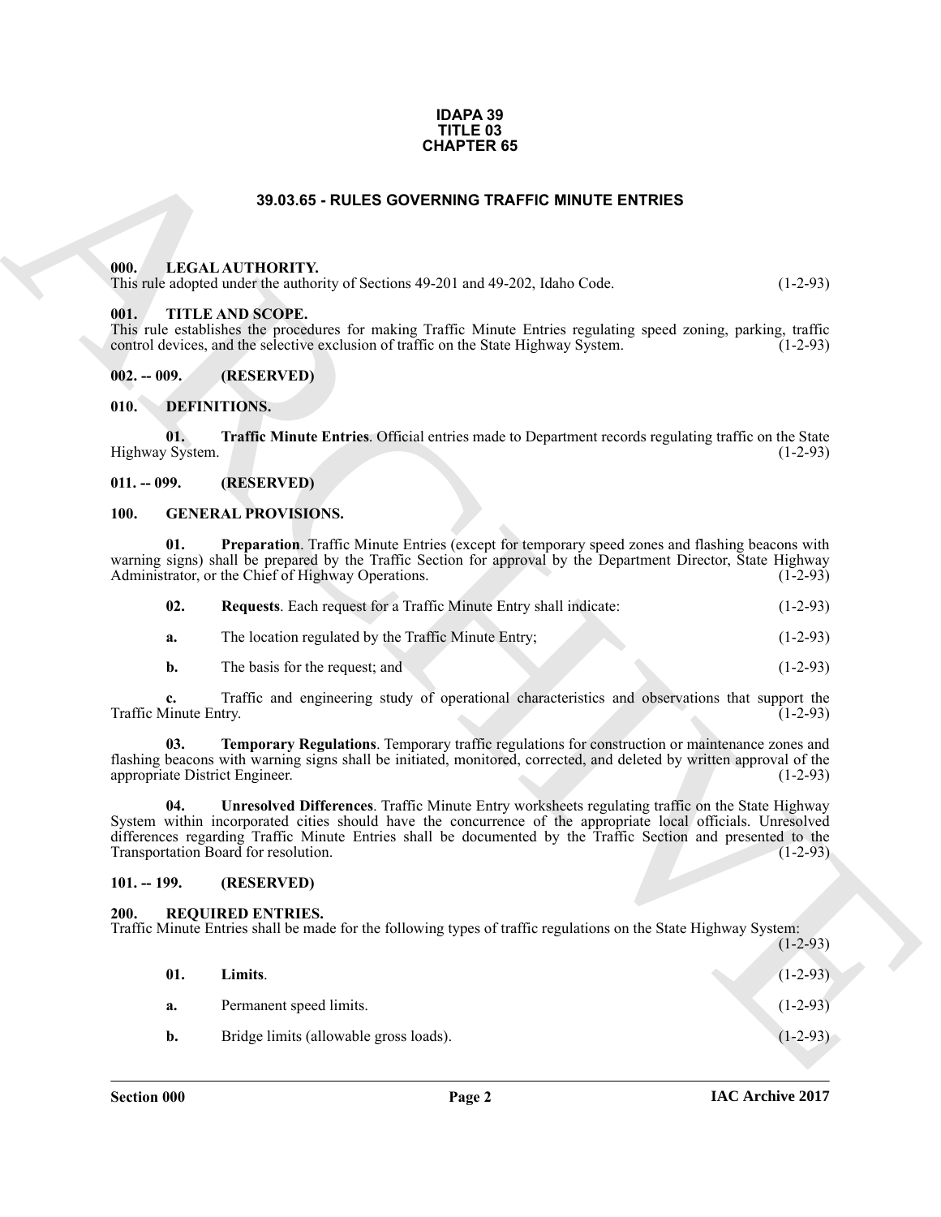**IDAPA 39**
**TITLE 03**
**CHAPTER 65**

## 39.03.65 - RULES GOVERNING TRAFFIC MINUTE ENTRIES

### 000. LEGAL AUTHORITY.

This rule adopted under the authority of Sections 49-201 and 49-202, Idaho Code. (1-2-93)

### 001. TITLE AND SCOPE.

This rule establishes the procedures for making Traffic Minute Entries regulating speed zoning, parking, traffic control devices, and the selective exclusion of traffic on the State Highway System. (1-2-93)

### 002. -- 009. (RESERVED)

### 010. DEFINITIONS.

**01. Traffic Minute Entries**. Official entries made to Department records regulating traffic on the State Highway System. (1-2-93)

### 011. -- 099. (RESERVED)

### 100. GENERAL PROVISIONS.

**01. Preparation**. Traffic Minute Entries (except for temporary speed zones and flashing beacons with warning signs) shall be prepared by the Traffic Section for approval by the Department Director, State Highway Administrator, or the Chief of Highway Operations. (1-2-93)

**02. Requests**. Each request for a Traffic Minute Entry shall indicate: (1-2-93)

**a.** The location regulated by the Traffic Minute Entry; (1-2-93)

**b.** The basis for the request; and (1-2-93)

**c.** Traffic and engineering study of operational characteristics and observations that support the Traffic Minute Entry. (1-2-93)

**03. Temporary Regulations**. Temporary traffic regulations for construction or maintenance zones and flashing beacons with warning signs shall be initiated, monitored, corrected, and deleted by written approval of the appropriate District Engineer. (1-2-93)

**04. Unresolved Differences**. Traffic Minute Entry worksheets regulating traffic on the State Highway System within incorporated cities should have the concurrence of the appropriate local officials. Unresolved differences regarding Traffic Minute Entries shall be documented by the Traffic Section and presented to the Transportation Board for resolution. (1-2-93)

### 101. -- 199. (RESERVED)

### 200. REQUIRED ENTRIES.

Traffic Minute Entries shall be made for the following types of traffic regulations on the State Highway System: (1-2-93)

**01. Limits**. (1-2-93)

**a.** Permanent speed limits. (1-2-93)

**b.** Bridge limits (allowable gross loads). (1-2-93)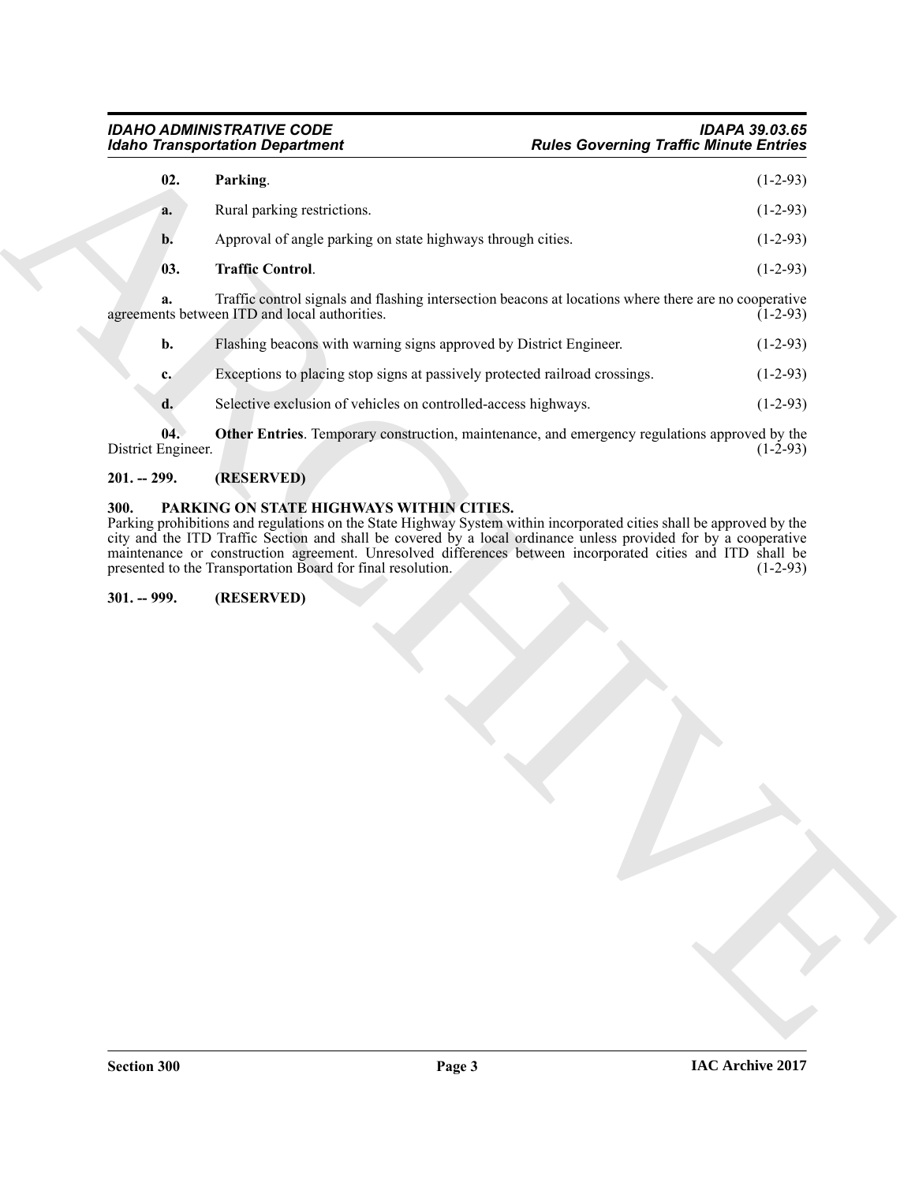**02. Parking**. (1-2-93)

**a.** Rural parking restrictions. (1-2-93)

**b.** Approval of angle parking on state highways through cities. (1-2-93)

**03. Traffic Control**. (1-2-93)

**a.** Traffic control signals and flashing intersection beacons at locations where there are no cooperative agreements between ITD and local authorities. (1-2-93)

**b.** Flashing beacons with warning signs approved by District Engineer. (1-2-93)

**c.** Exceptions to placing stop signs at passively protected railroad crossings. (1-2-93)

**d.** Selective exclusion of vehicles on controlled-access highways. (1-2-93)

**04. Other Entries**. Temporary construction, maintenance, and emergency regulations approved by the District Engineer. (1-2-93)

## 201. -- 299. (RESERVED)

## 300. PARKING ON STATE HIGHWAYS WITHIN CITIES.

Parking prohibitions and regulations on the State Highway System within incorporated cities shall be approved by the city and the ITD Traffic Section and shall be covered by a local ordinance unless provided for by a cooperative maintenance or construction agreement. Unresolved differences between incorporated cities and ITD shall be presented to the Transportation Board for final resolution. (1-2-93)

## 301. -- 999. (RESERVED)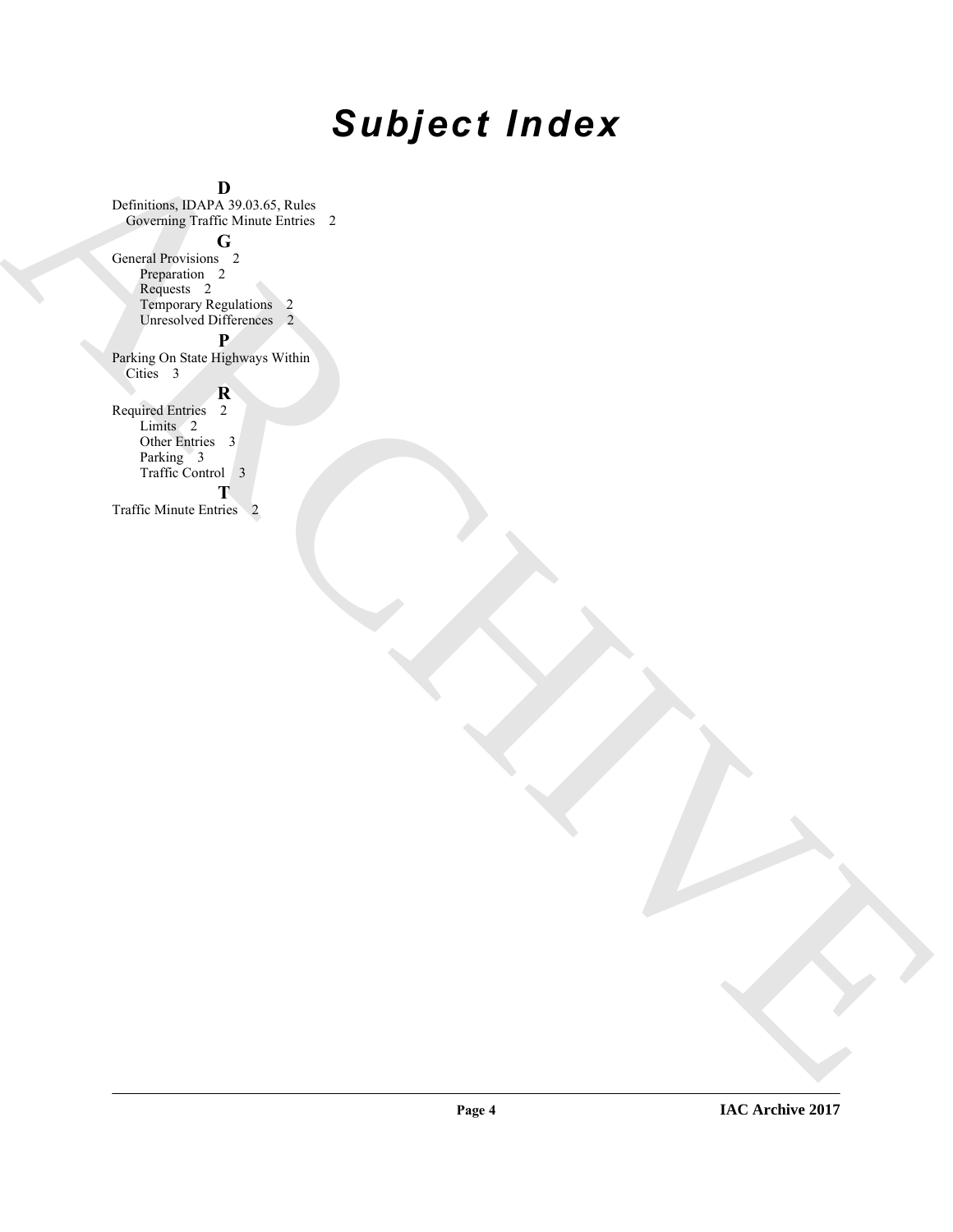# Subject Index

**D**

Definitions, IDAPA 39.03.65, Rules Governing Traffic Minute Entries 2

**G**

General Provisions 2
- Preparation 2
- Requests 2
- Temporary Regulations 2
- Unresolved Differences 2

**P**

Parking On State Highways Within Cities 3

**R**

Required Entries 2
- Limits 2
- Other Entries 3
- Parking 3
- Traffic Control 3

**T**

Traffic Minute Entries 2